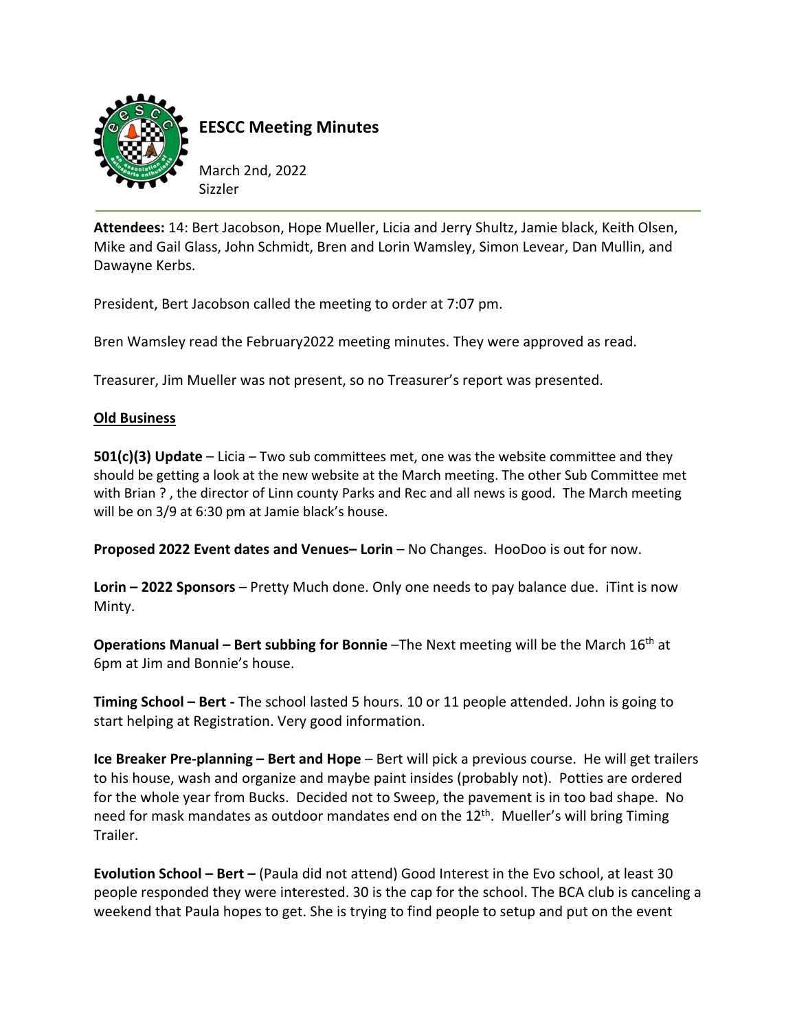# EESCC Meeting Minutes

March 2nd, 2022
Sizzler

**Attendees:** 14: Bert Jacobson, Hope Mueller, Licia and Jerry Shultz, Jamie black, Keith Olsen, Mike and Gail Glass, John Schmidt, Bren and Lorin Wamsley, Simon Levear, Dan Mullin, and Dawayne Kerbs.

President, Bert Jacobson called the meeting to order at 7:07 pm.

Bren Wamsley read the February2022 meeting minutes. They were approved as read.

Treasurer, Jim Mueller was not present, so no Treasurer's report was presented.

## Old Business

**501(c)(3) Update** – Licia – Two sub committees met, one was the website committee and they should be getting a look at the new website at the March meeting. The other Sub Committee met with Brian ? , the director of Linn county Parks and Rec and all news is good. The March meeting will be on 3/9 at 6:30 pm at Jamie black's house.

**Proposed 2022 Event dates and Venues– Lorin** – No Changes. HooDoo is out for now.

**Lorin – 2022 Sponsors** – Pretty Much done. Only one needs to pay balance due. iTint is now Minty.

**Operations Manual – Bert subbing for Bonnie** –The Next meeting will be the March 16th at 6pm at Jim and Bonnie's house.

**Timing School – Bert -** The school lasted 5 hours. 10 or 11 people attended. John is going to start helping at Registration. Very good information.

**Ice Breaker Pre-planning – Bert and Hope** – Bert will pick a previous course. He will get trailers to his house, wash and organize and maybe paint insides (probably not). Potties are ordered for the whole year from Bucks. Decided not to Sweep, the pavement is in too bad shape. No need for mask mandates as outdoor mandates end on the 12th. Mueller's will bring Timing Trailer.

**Evolution School – Bert –** (Paula did not attend) Good Interest in the Evo school, at least 30 people responded they were interested. 30 is the cap for the school. The BCA club is canceling a weekend that Paula hopes to get. She is trying to find people to setup and put on the event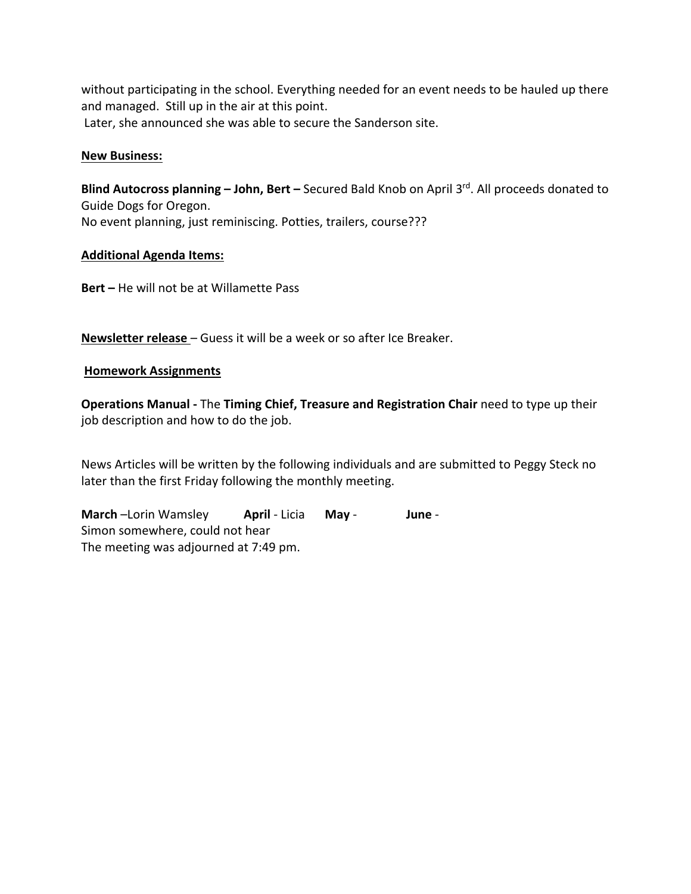without participating in the school. Everything needed for an event needs to be hauled up there and managed. Still up in the air at this point.
Later, she announced she was able to secure the Sanderson site.

**New Business:**

**Blind Autocross planning – John, Bert –** Secured Bald Knob on April 3rd. All proceeds donated to Guide Dogs for Oregon.
No event planning, just reminiscing. Potties, trailers, course???

**Additional Agenda Items:**

**Bert –** He will not be at Willamette Pass

**Newsletter release** – Guess it will be a week or so after Ice Breaker.

**Homework Assignments**

**Operations Manual -** The **Timing Chief, Treasure and Registration Chair** need to type up their job description and how to do the job.

News Articles will be written by the following individuals and are submitted to Peggy Steck no later than the first Friday following the monthly meeting.

**March** –Lorin Wamsley **April** - Licia **May** - **June** -
Simon somewhere, could not hear
The meeting was adjourned at 7:49 pm.